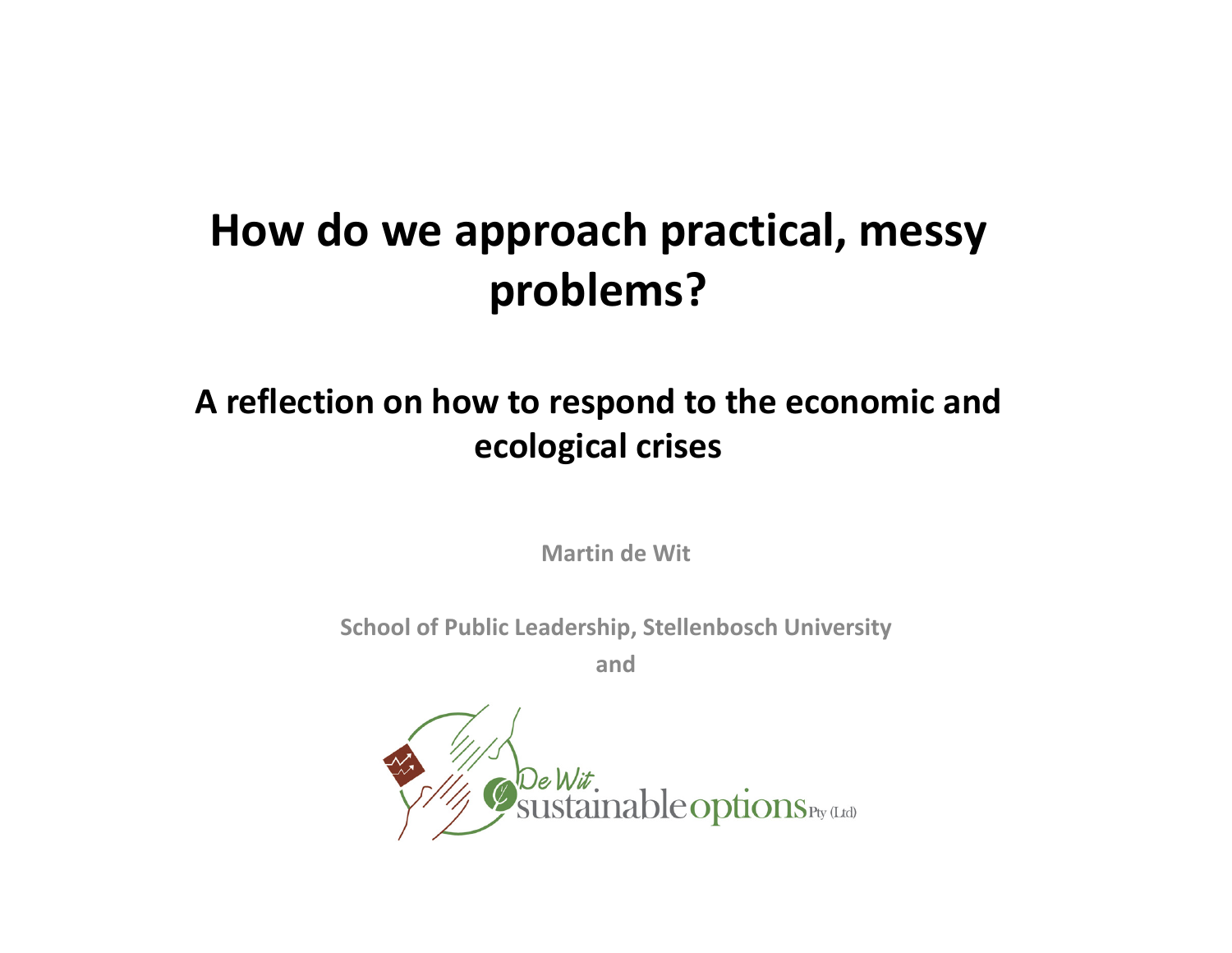# How do we approach practical, messy problems?

## A reflection on how to respond to the economic and ecological crises

**Martin de Wit**

**School of Public Leadership, Stellenbosch University**

**and**

De Wit sustainableoptions Pty (Ltd)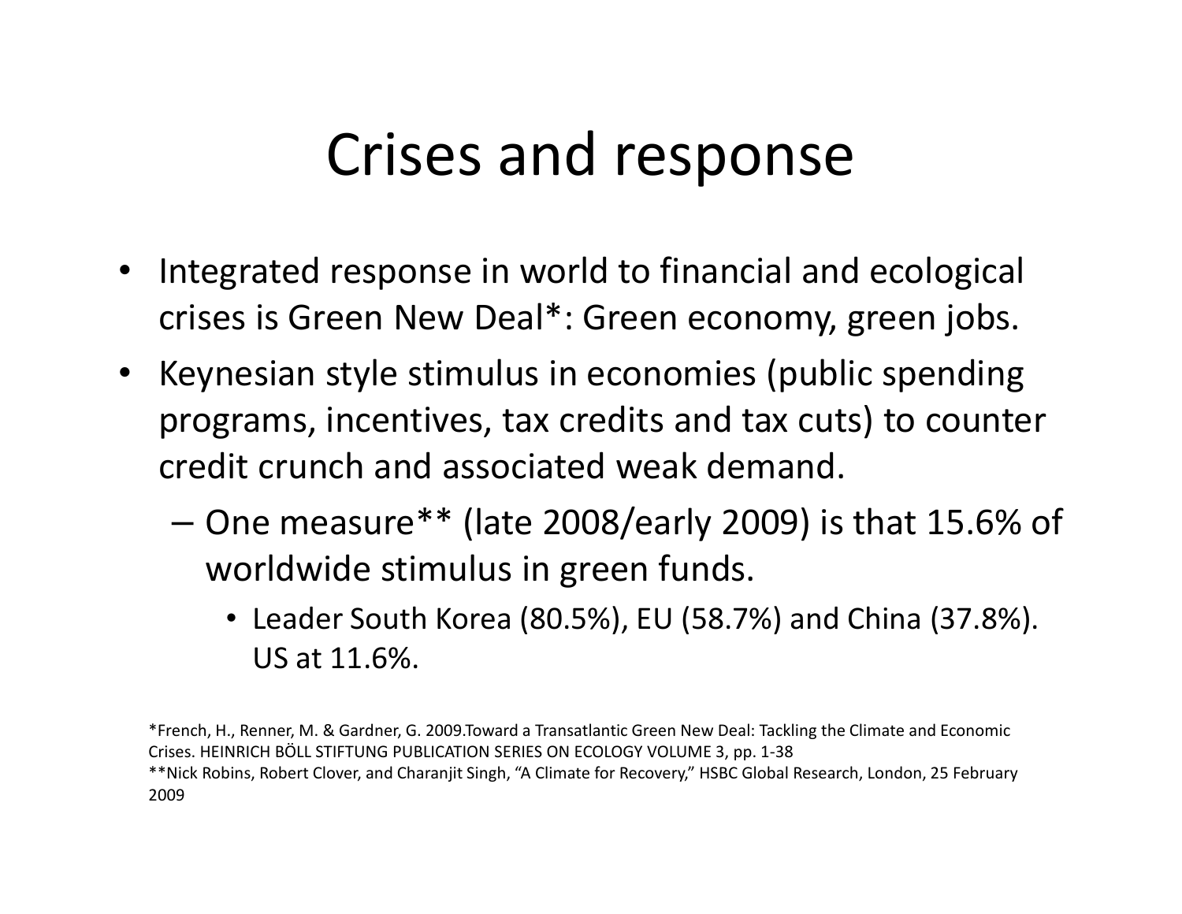# Crises and response

- Integrated response in world to financial and ecological crises is Green New Deal*: Green economy, green jobs.
- Keynesian style stimulus in economies (public spending programs, incentives, tax credits and tax cuts) to counter credit crunch and associated weak demand.
  - One measure** (late 2008/early 2009) is that 15.6% of worldwide stimulus in green funds.
    - Leader South Korea (80.5%), EU (58.7%) and China (37.8%). US at 11.6%.

*French, H., Renner, M. & Gardner, G. 2009.Toward a Transatlantic Green New Deal: Tackling the Climate and Economic Crises. HEINRICH BÖLL STIFTUNG PUBLICATION SERIES ON ECOLOGY VOLUME 3, pp. 1-38

**Nick Robins, Robert Clover, and Charanjit Singh, "A Climate for Recovery," HSBC Global Research, London, 25 February 2009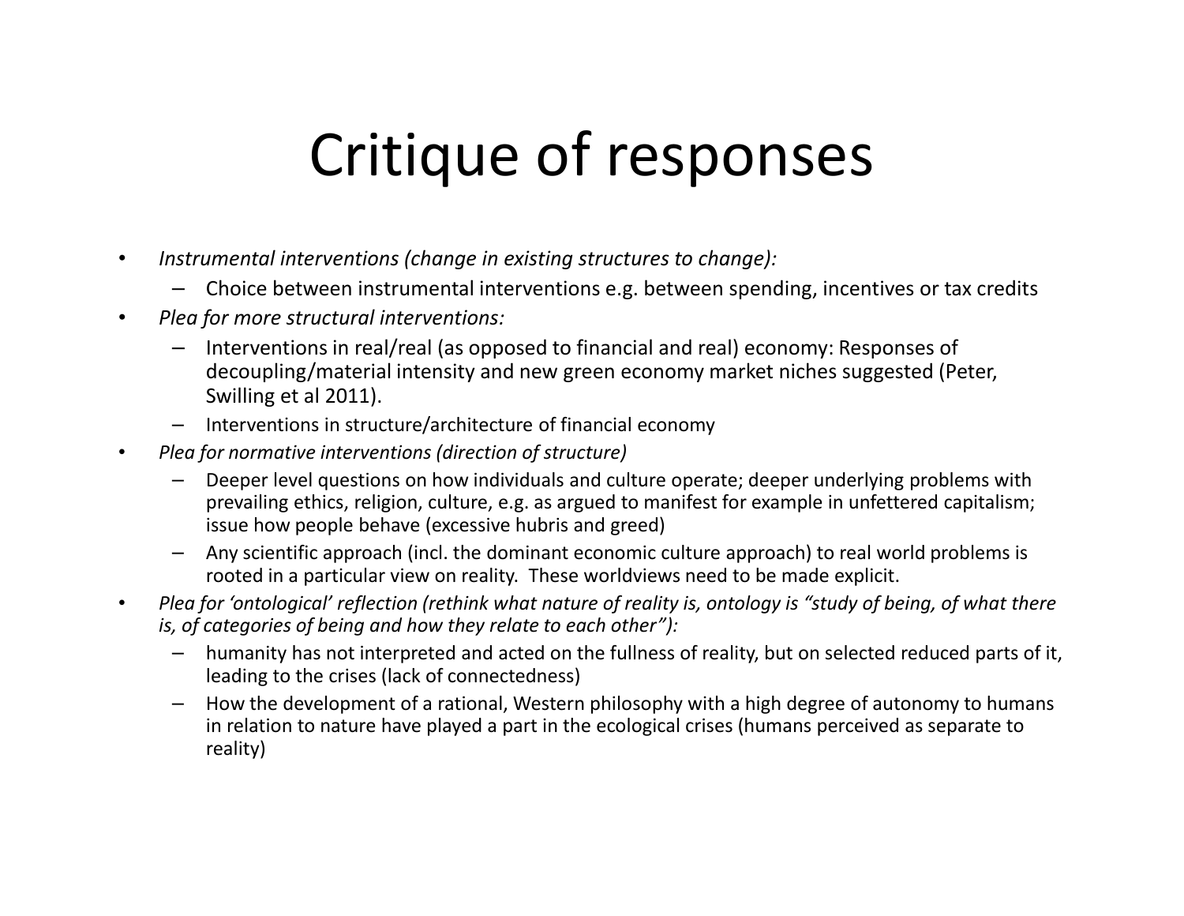# Critique of responses

- *Instrumental interventions (change in existing structures to change):*
  - Choice between instrumental interventions e.g. between spending, incentives or tax credits
- *Plea for more structural interventions:*
  - Interventions in real/real (as opposed to financial and real) economy: Responses of decoupling/material intensity and new green economy market niches suggested (Peter, Swilling et al 2011).
  - Interventions in structure/architecture of financial economy
- *Plea for normative interventions (direction of structure)*
  - Deeper level questions on how individuals and culture operate; deeper underlying problems with prevailing ethics, religion, culture, e.g. as argued to manifest for example in unfettered capitalism; issue how people behave (excessive hubris and greed)
  - Any scientific approach (incl. the dominant economic culture approach) to real world problems is rooted in a particular view on reality. These worldviews need to be made explicit.
- *Plea for 'ontological' reflection (rethink what nature of reality is, ontology is "study of being, of what there is, of categories of being and how they relate to each other"):*
  - humanity has not interpreted and acted on the fullness of reality, but on selected reduced parts of it, leading to the crises (lack of connectedness)
  - How the development of a rational, Western philosophy with a high degree of autonomy to humans in relation to nature have played a part in the ecological crises (humans perceived as separate to reality)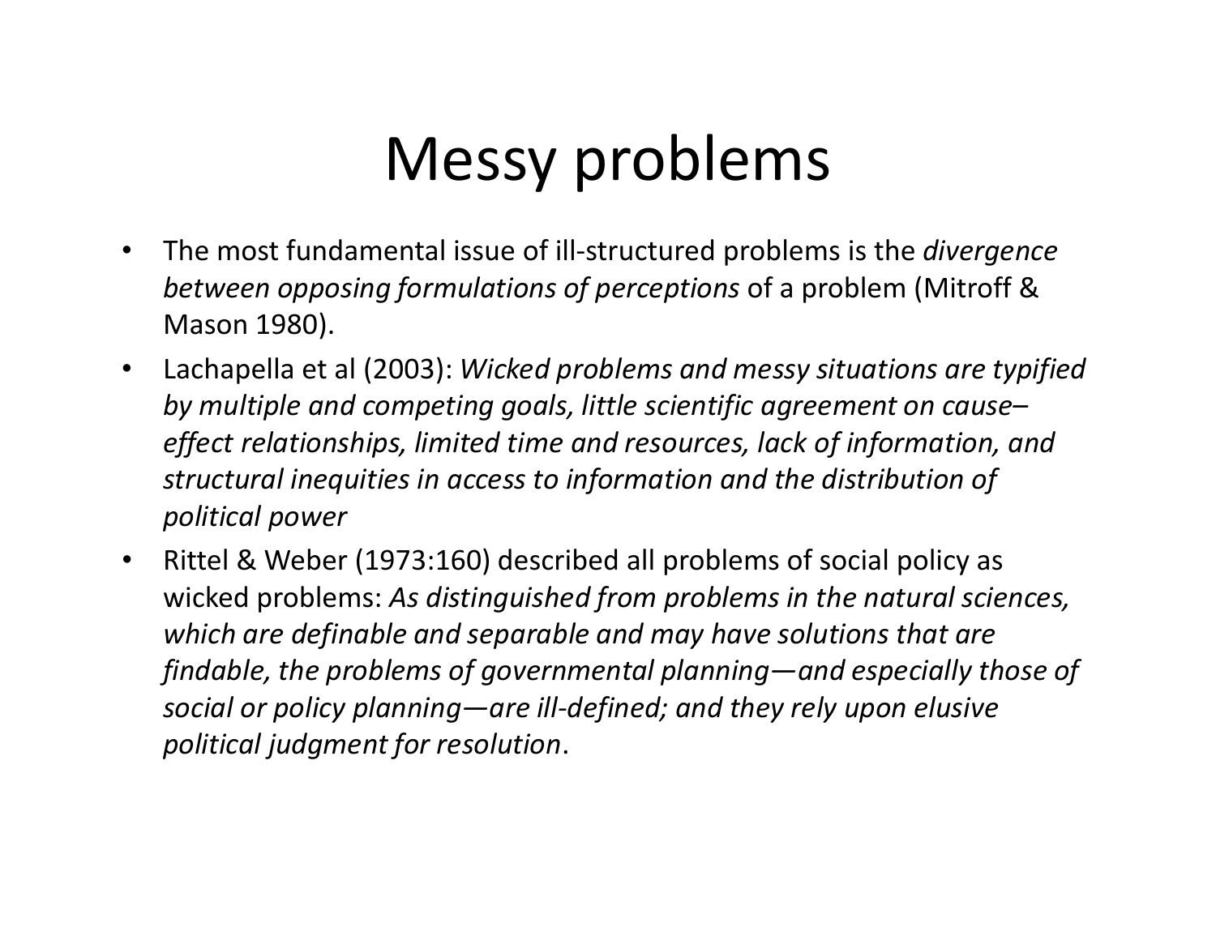# Messy problems

- The most fundamental issue of ill-structured problems is the *divergence between opposing formulations of perceptions* of a problem (Mitroff & Mason 1980).
- Lachapella et al (2003): *Wicked problems and messy situations are typified by multiple and competing goals, little scientific agreement on cause–effect relationships, limited time and resources, lack of information, and structural inequities in access to information and the distribution of political power*
- Rittel & Weber (1973:160) described all problems of social policy as wicked problems: *As distinguished from problems in the natural sciences, which are definable and separable and may have solutions that are findable, the problems of governmental planning—and especially those of social or policy planning—are ill-defined; and they rely upon elusive political judgment for resolution*.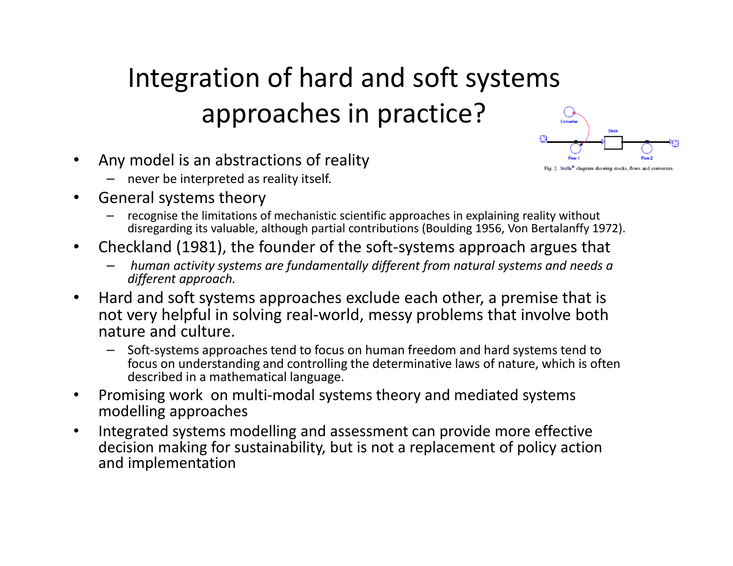# Integration of hard and soft systems approaches in practice?

Fig. 2. Stella® diagram showing stocks, flows and converters.

- Any model is an abstractions of reality
  - never be interpreted as reality itself.
- General systems theory
  - recognise the limitations of mechanistic scientific approaches in explaining reality without disregarding its valuable, although partial contributions (Boulding 1956, Von Bertalanffy 1972).
- Checkland (1981), the founder of the soft-systems approach argues that
  - *human activity systems are fundamentally different from natural systems and needs a different approach.*
- Hard and soft systems approaches exclude each other, a premise that is not very helpful in solving real-world, messy problems that involve both nature and culture.
  - Soft-systems approaches tend to focus on human freedom and hard systems tend to focus on understanding and controlling the determinative laws of nature, which is often described in a mathematical language.
- Promising work on multi-modal systems theory and mediated systems modelling approaches
- Integrated systems modelling and assessment can provide more effective decision making for sustainability, but is not a replacement of policy action and implementation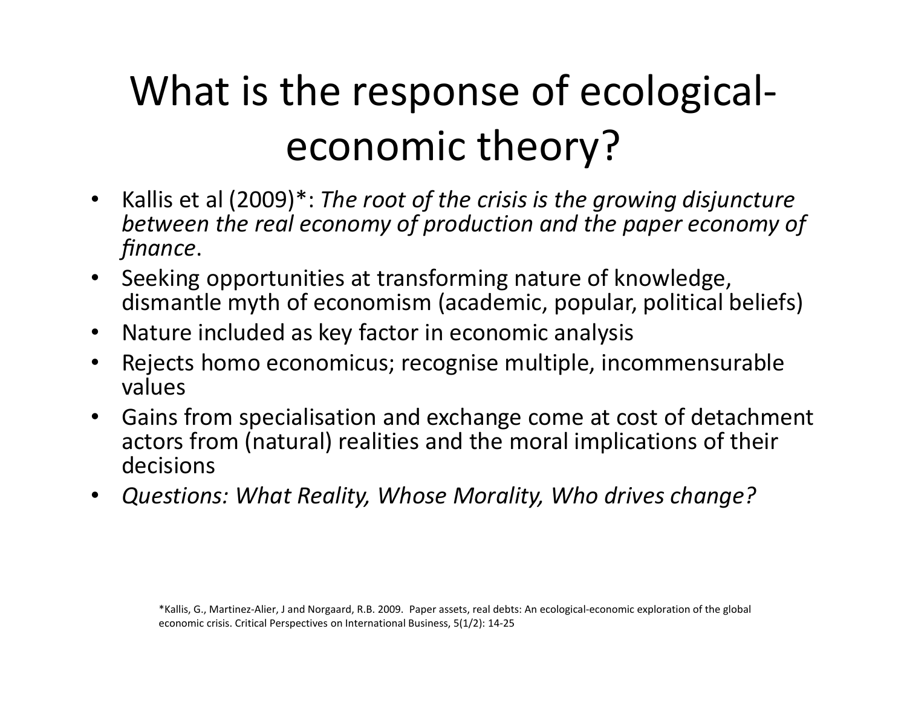# What is the response of ecological-economic theory?

- Kallis et al (2009)*: *The root of the crisis is the growing disjuncture between the real economy of production and the paper economy of finance*.
- Seeking opportunities at transforming nature of knowledge, dismantle myth of economism (academic, popular, political beliefs)
- Nature included as key factor in economic analysis
- Rejects homo economicus; recognise multiple, incommensurable values
- Gains from specialisation and exchange come at cost of detachment actors from (natural) realities and the moral implications of their decisions
- *Questions: What Reality, Whose Morality, Who drives change?*

*Kallis, G., Martinez-Alier, J and Norgaard, R.B. 2009. Paper assets, real debts: An ecological-economic exploration of the global economic crisis. Critical Perspectives on International Business, 5(1/2): 14-25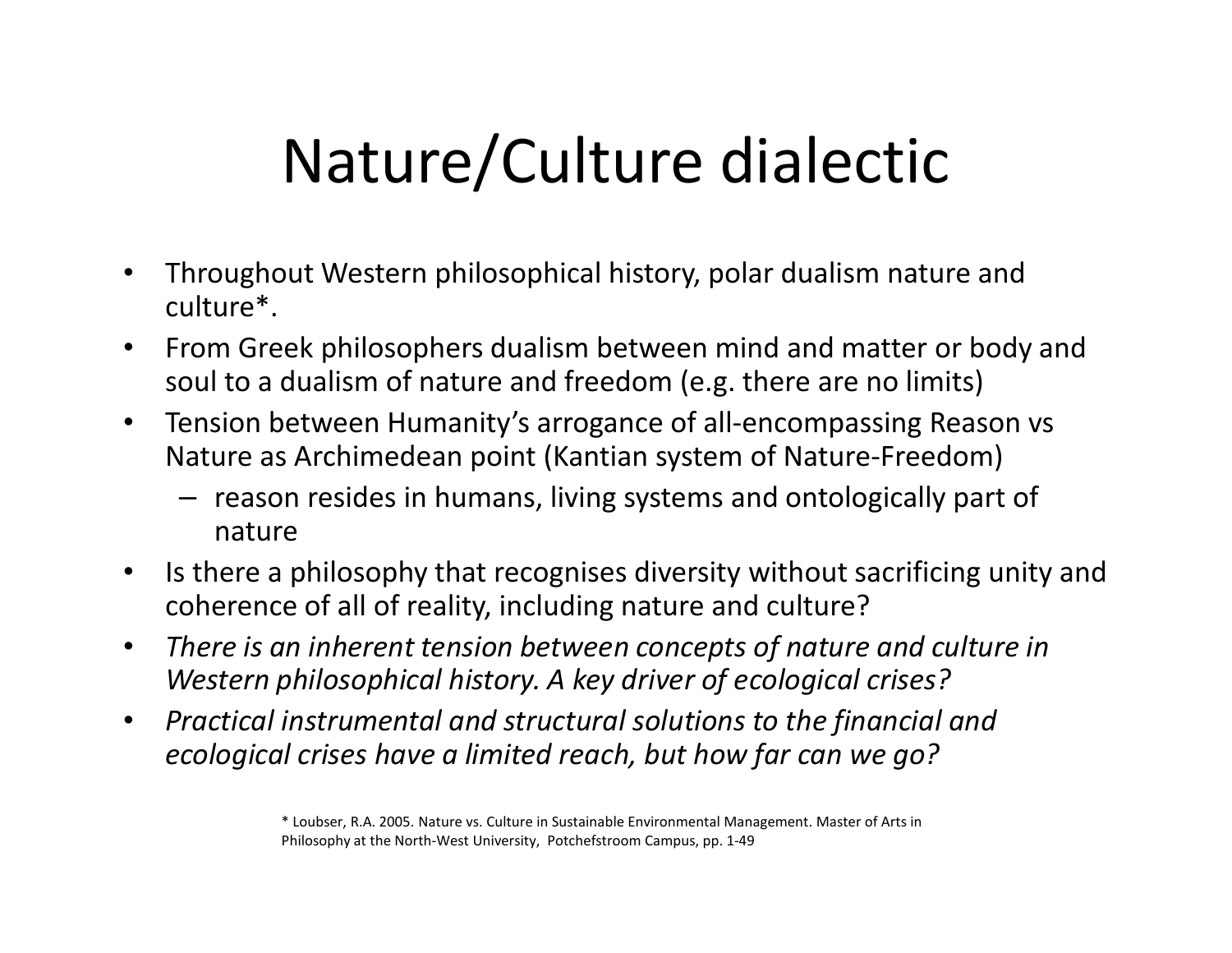# Nature/Culture dialectic

- Throughout Western philosophical history, polar dualism nature and culture*.
- From Greek philosophers dualism between mind and matter or body and soul to a dualism of nature and freedom (e.g. there are no limits)
- Tension between Humanity's arrogance of all-encompassing Reason vs Nature as Archimedean point (Kantian system of Nature-Freedom)
  - reason resides in humans, living systems and ontologically part of nature
- Is there a philosophy that recognises diversity without sacrificing unity and coherence of all of reality, including nature and culture?
- *There is an inherent tension between concepts of nature and culture in Western philosophical history. A key driver of ecological crises?*
- *Practical instrumental and structural solutions to the financial and ecological crises have a limited reach, but how far can we go?*

* Loubser, R.A. 2005. Nature vs. Culture in Sustainable Environmental Management. Master of Arts in Philosophy at the North-West University, Potchefstroom Campus, pp. 1-49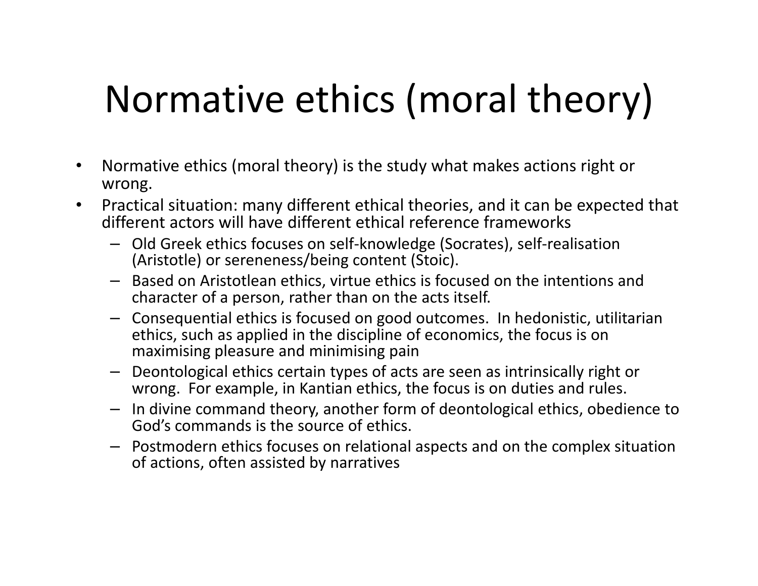# Normative ethics (moral theory)

- Normative ethics (moral theory) is the study what makes actions right or wrong.
- Practical situation: many different ethical theories, and it can be expected that different actors will have different ethical reference frameworks
  - Old Greek ethics focuses on self-knowledge (Socrates), self-realisation (Aristotle) or sereneness/being content (Stoic).
  - Based on Aristotlean ethics, virtue ethics is focused on the intentions and character of a person, rather than on the acts itself.
  - Consequential ethics is focused on good outcomes. In hedonistic, utilitarian ethics, such as applied in the discipline of economics, the focus is on maximising pleasure and minimising pain
  - Deontological ethics certain types of acts are seen as intrinsically right or wrong. For example, in Kantian ethics, the focus is on duties and rules.
  - In divine command theory, another form of deontological ethics, obedience to God's commands is the source of ethics.
  - Postmodern ethics focuses on relational aspects and on the complex situation of actions, often assisted by narratives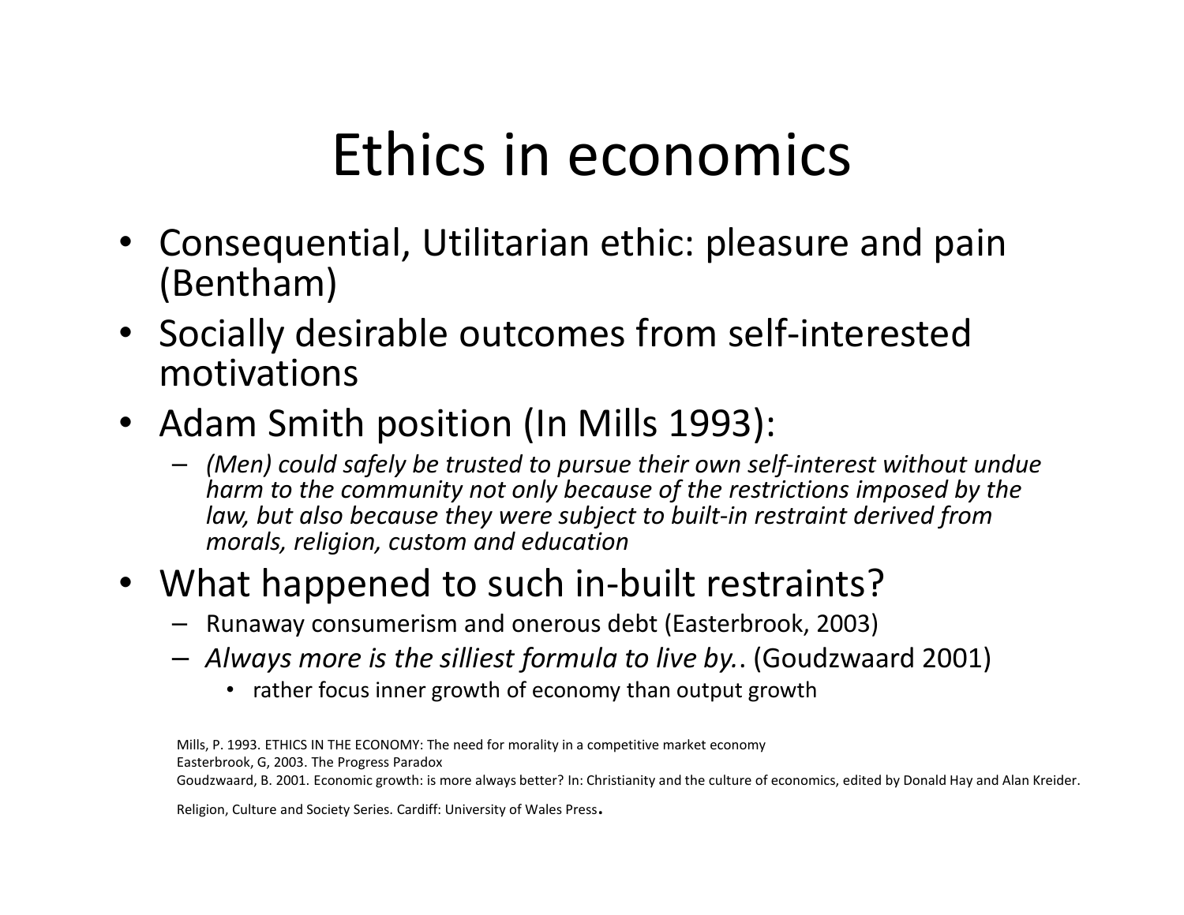# Ethics in economics

- Consequential, Utilitarian ethic: pleasure and pain (Bentham)
- Socially desirable outcomes from self-interested motivations
- Adam Smith position (In Mills 1993):
  - *(Men) could safely be trusted to pursue their own self-interest without undue harm to the community not only because of the restrictions imposed by the law, but also because they were subject to built-in restraint derived from morals, religion, custom and education*
- What happened to such in-built restraints?
  - Runaway consumerism and onerous debt (Easterbrook, 2003)
  - *Always more is the silliest formula to live by.*. (Goudzwaard 2001)
    - rather focus inner growth of economy than output growth

Mills, P. 1993. ETHICS IN THE ECONOMY: The need for morality in a competitive market economy

Easterbrook, G, 2003. The Progress Paradox

Goudzwaard, B. 2001. Economic growth: is more always better? In: Christianity and the culture of economics, edited by Donald Hay and Alan Kreider.

Religion, Culture and Society Series. Cardiff: University of Wales Press.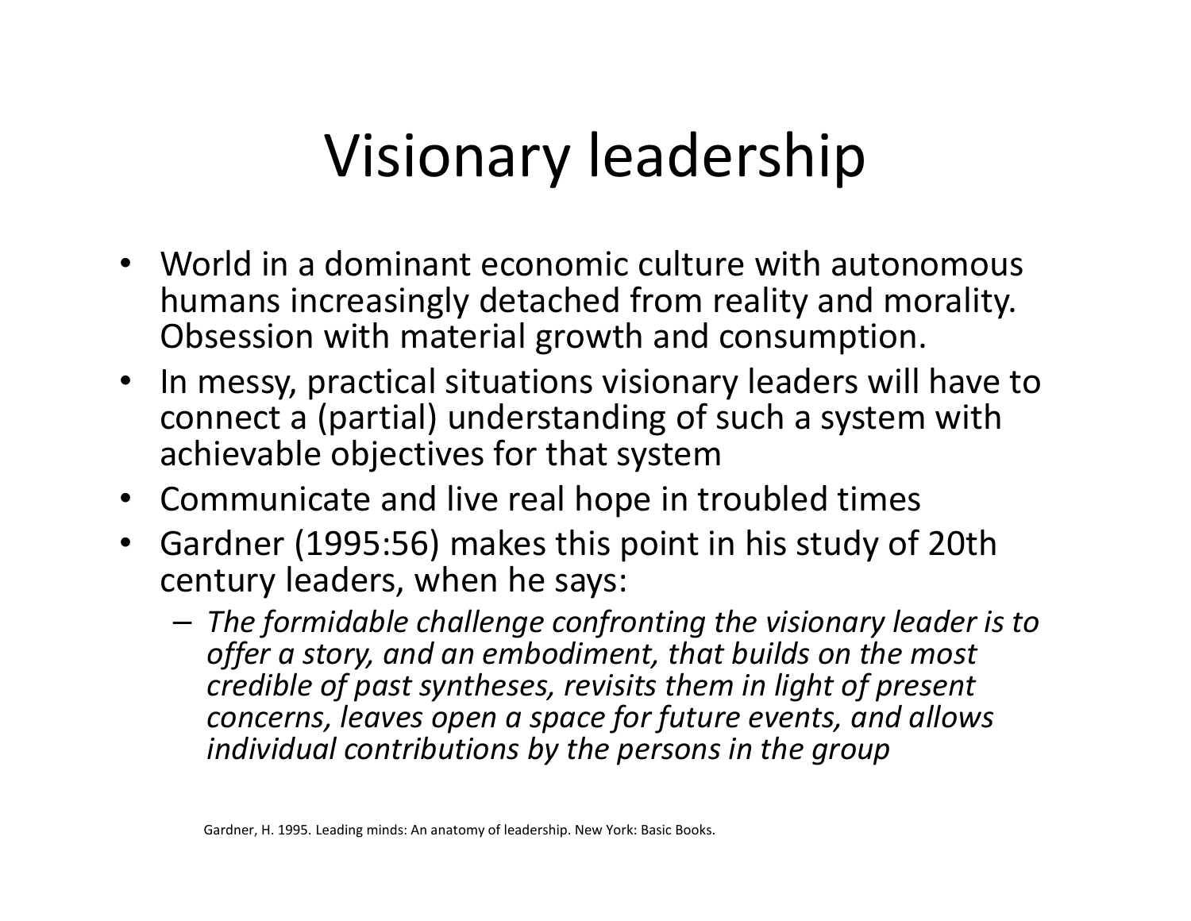# Visionary leadership

- World in a dominant economic culture with autonomous humans increasingly detached from reality and morality. Obsession with material growth and consumption.
- In messy, practical situations visionary leaders will have to connect a (partial) understanding of such a system with achievable objectives for that system
- Communicate and live real hope in troubled times
- Gardner (1995:56) makes this point in his study of 20th century leaders, when he says:
  - *The formidable challenge confronting the visionary leader is to offer a story, and an embodiment, that builds on the most credible of past syntheses, revisits them in light of present concerns, leaves open a space for future events, and allows individual contributions by the persons in the group*

Gardner, H. 1995. Leading minds: An anatomy of leadership. New York: Basic Books.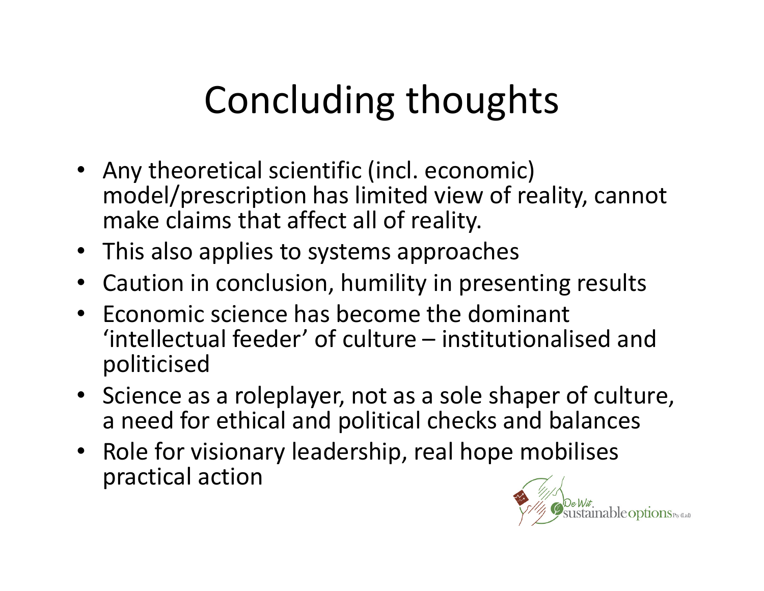# Concluding thoughts

- Any theoretical scientific (incl. economic) model/prescription has limited view of reality, cannot make claims that affect all of reality.
- This also applies to systems approaches
- Caution in conclusion, humility in presenting results
- Economic science has become the dominant 'intellectual feeder' of culture – institutionalised and politicised
- Science as a roleplayer, not as a sole shaper of culture, a need for ethical and political checks and balances
- Role for visionary leadership, real hope mobilises practical action